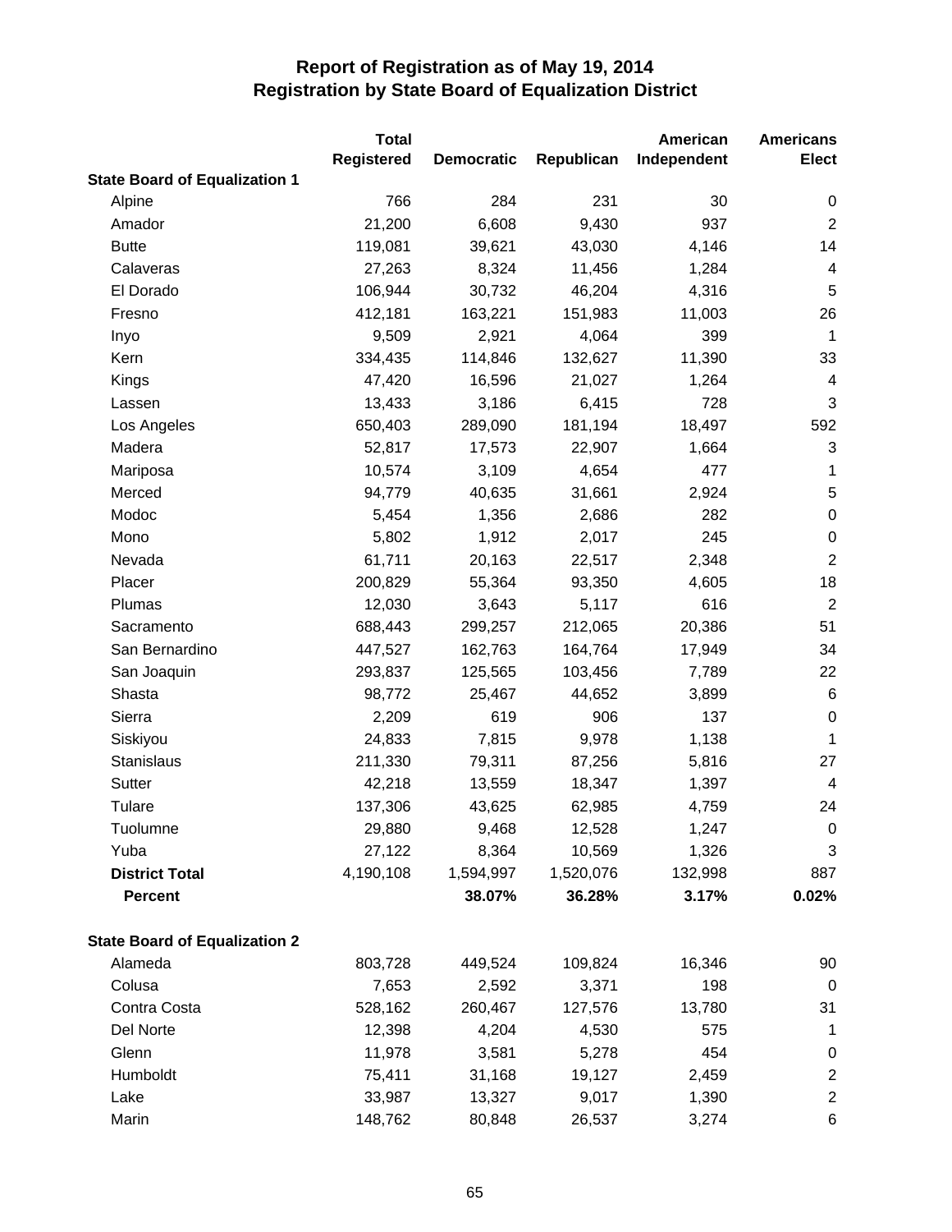# Report of Registration as of May 19, 2014
## Registration by State Board of Equalization District

| | Total Registered | Democratic | Republican | American Independent | Americans Elect |
|---|---|---|---|---|---|
| **State Board of Equalization 1** | | | | | |
| Alpine | 766 | 284 | 231 | 30 | 0 |
| Amador | 21,200 | 6,608 | 9,430 | 937 | 2 |
| Butte | 119,081 | 39,621 | 43,030 | 4,146 | 14 |
| Calaveras | 27,263 | 8,324 | 11,456 | 1,284 | 4 |
| El Dorado | 106,944 | 30,732 | 46,204 | 4,316 | 5 |
| Fresno | 412,181 | 163,221 | 151,983 | 11,003 | 26 |
| Inyo | 9,509 | 2,921 | 4,064 | 399 | 1 |
| Kern | 334,435 | 114,846 | 132,627 | 11,390 | 33 |
| Kings | 47,420 | 16,596 | 21,027 | 1,264 | 4 |
| Lassen | 13,433 | 3,186 | 6,415 | 728 | 3 |
| Los Angeles | 650,403 | 289,090 | 181,194 | 18,497 | 592 |
| Madera | 52,817 | 17,573 | 22,907 | 1,664 | 3 |
| Mariposa | 10,574 | 3,109 | 4,654 | 477 | 1 |
| Merced | 94,779 | 40,635 | 31,661 | 2,924 | 5 |
| Modoc | 5,454 | 1,356 | 2,686 | 282 | 0 |
| Mono | 5,802 | 1,912 | 2,017 | 245 | 0 |
| Nevada | 61,711 | 20,163 | 22,517 | 2,348 | 2 |
| Placer | 200,829 | 55,364 | 93,350 | 4,605 | 18 |
| Plumas | 12,030 | 3,643 | 5,117 | 616 | 2 |
| Sacramento | 688,443 | 299,257 | 212,065 | 20,386 | 51 |
| San Bernardino | 447,527 | 162,763 | 164,764 | 17,949 | 34 |
| San Joaquin | 293,837 | 125,565 | 103,456 | 7,789 | 22 |
| Shasta | 98,772 | 25,467 | 44,652 | 3,899 | 6 |
| Sierra | 2,209 | 619 | 906 | 137 | 0 |
| Siskiyou | 24,833 | 7,815 | 9,978 | 1,138 | 1 |
| Stanislaus | 211,330 | 79,311 | 87,256 | 5,816 | 27 |
| Sutter | 42,218 | 13,559 | 18,347 | 1,397 | 4 |
| Tulare | 137,306 | 43,625 | 62,985 | 4,759 | 24 |
| Tuolumne | 29,880 | 9,468 | 12,528 | 1,247 | 0 |
| Yuba | 27,122 | 8,364 | 10,569 | 1,326 | 3 |
| **District Total** | 4,190,108 | 1,594,997 | 1,520,076 | 132,998 | 887 |
| **Percent** | | **38.07%** | **36.28%** | **3.17%** | **0.02%** |
| **State Board of Equalization 2** | | | | | |
| Alameda | 803,728 | 449,524 | 109,824 | 16,346 | 90 |
| Colusa | 7,653 | 2,592 | 3,371 | 198 | 0 |
| Contra Costa | 528,162 | 260,467 | 127,576 | 13,780 | 31 |
| Del Norte | 12,398 | 4,204 | 4,530 | 575 | 1 |
| Glenn | 11,978 | 3,581 | 5,278 | 454 | 0 |
| Humboldt | 75,411 | 31,168 | 19,127 | 2,459 | 2 |
| Lake | 33,987 | 13,327 | 9,017 | 1,390 | 2 |
| Marin | 148,762 | 80,848 | 26,537 | 3,274 | 6 |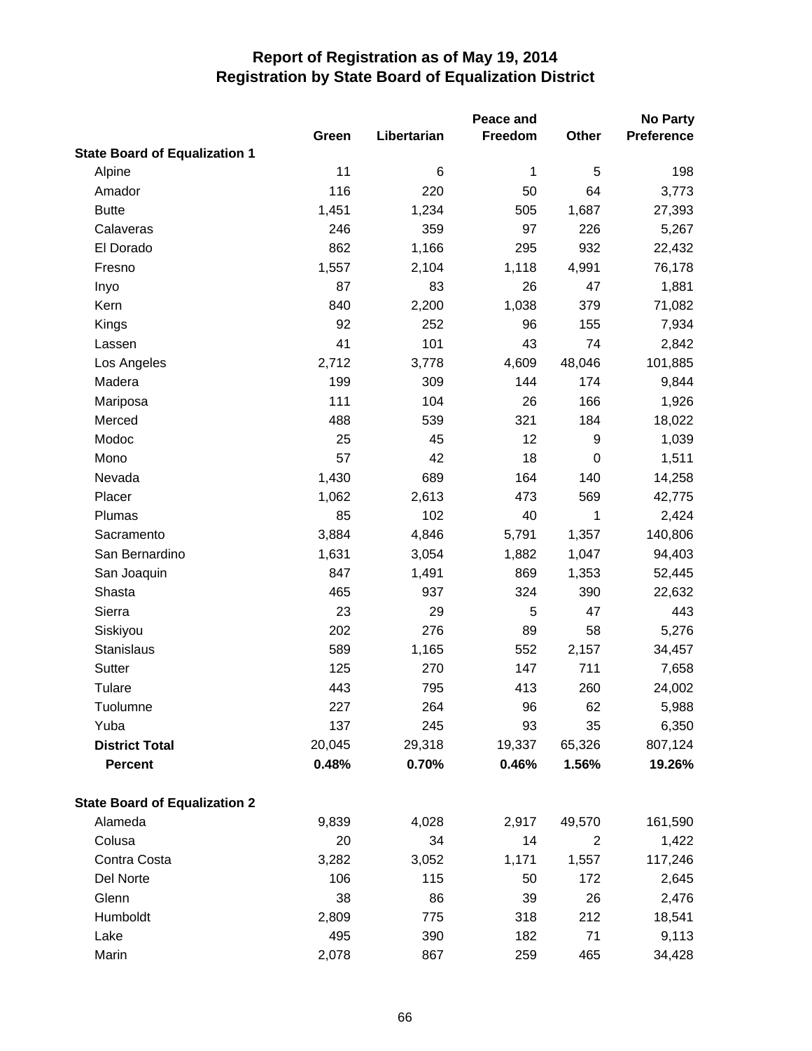# Report of Registration as of May 19, 2014
## Registration by State Board of Equalization District

| | Green | Libertarian | Peace and Freedom | Other | No Party Preference |
|---|---|---|---|---|---|
| **State Board of Equalization 1** | | | | | |
| Alpine | 11 | 6 | 1 | 5 | 198 |
| Amador | 116 | 220 | 50 | 64 | 3,773 |
| Butte | 1,451 | 1,234 | 505 | 1,687 | 27,393 |
| Calaveras | 246 | 359 | 97 | 226 | 5,267 |
| El Dorado | 862 | 1,166 | 295 | 932 | 22,432 |
| Fresno | 1,557 | 2,104 | 1,118 | 4,991 | 76,178 |
| Inyo | 87 | 83 | 26 | 47 | 1,881 |
| Kern | 840 | 2,200 | 1,038 | 379 | 71,082 |
| Kings | 92 | 252 | 96 | 155 | 7,934 |
| Lassen | 41 | 101 | 43 | 74 | 2,842 |
| Los Angeles | 2,712 | 3,778 | 4,609 | 48,046 | 101,885 |
| Madera | 199 | 309 | 144 | 174 | 9,844 |
| Mariposa | 111 | 104 | 26 | 166 | 1,926 |
| Merced | 488 | 539 | 321 | 184 | 18,022 |
| Modoc | 25 | 45 | 12 | 9 | 1,039 |
| Mono | 57 | 42 | 18 | 0 | 1,511 |
| Nevada | 1,430 | 689 | 164 | 140 | 14,258 |
| Placer | 1,062 | 2,613 | 473 | 569 | 42,775 |
| Plumas | 85 | 102 | 40 | 1 | 2,424 |
| Sacramento | 3,884 | 4,846 | 5,791 | 1,357 | 140,806 |
| San Bernardino | 1,631 | 3,054 | 1,882 | 1,047 | 94,403 |
| San Joaquin | 847 | 1,491 | 869 | 1,353 | 52,445 |
| Shasta | 465 | 937 | 324 | 390 | 22,632 |
| Sierra | 23 | 29 | 5 | 47 | 443 |
| Siskiyou | 202 | 276 | 89 | 58 | 5,276 |
| Stanislaus | 589 | 1,165 | 552 | 2,157 | 34,457 |
| Sutter | 125 | 270 | 147 | 711 | 7,658 |
| Tulare | 443 | 795 | 413 | 260 | 24,002 |
| Tuolumne | 227 | 264 | 96 | 62 | 5,988 |
| Yuba | 137 | 245 | 93 | 35 | 6,350 |
| **District Total** | 20,045 | 29,318 | 19,337 | 65,326 | 807,124 |
| **Percent** | **0.48%** | **0.70%** | **0.46%** | **1.56%** | **19.26%** |
| **State Board of Equalization 2** | | | | | |
| Alameda | 9,839 | 4,028 | 2,917 | 49,570 | 161,590 |
| Colusa | 20 | 34 | 14 | 2 | 1,422 |
| Contra Costa | 3,282 | 3,052 | 1,171 | 1,557 | 117,246 |
| Del Norte | 106 | 115 | 50 | 172 | 2,645 |
| Glenn | 38 | 86 | 39 | 26 | 2,476 |
| Humboldt | 2,809 | 775 | 318 | 212 | 18,541 |
| Lake | 495 | 390 | 182 | 71 | 9,113 |
| Marin | 2,078 | 867 | 259 | 465 | 34,428 |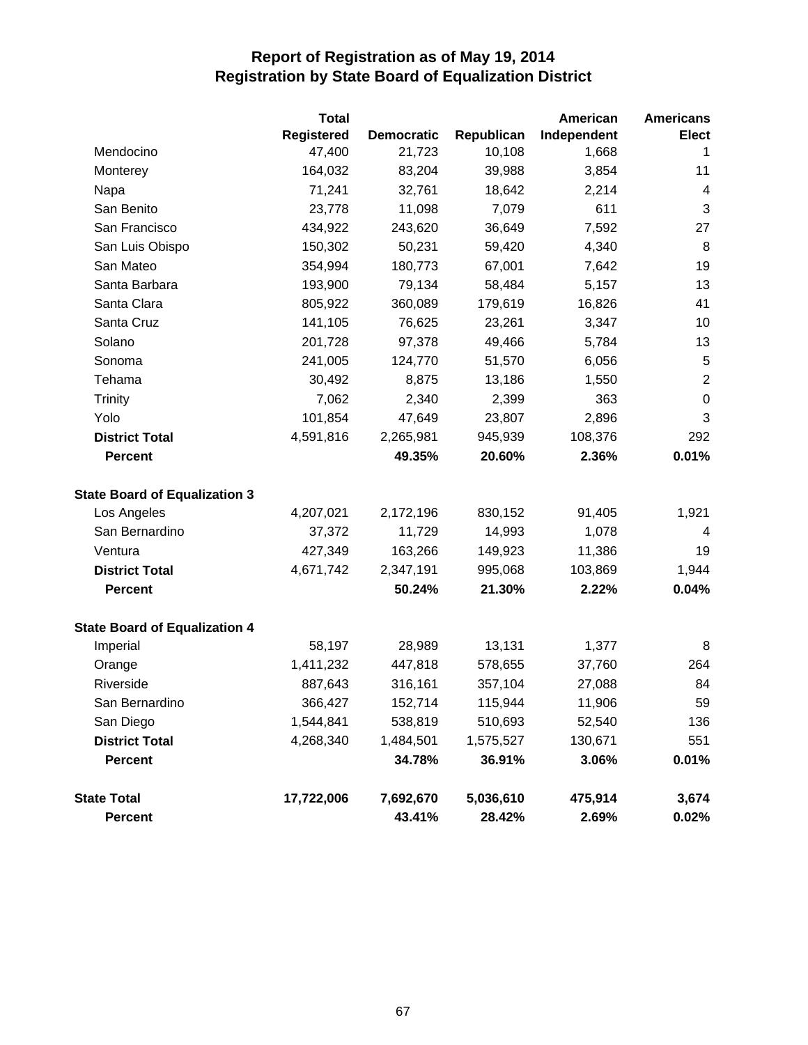# Report of Registration as of May 19, 2014
## Registration by State Board of Equalization District

| | Total Registered | Democratic | Republican | American Independent | Americans Elect |
|---|---|---|---|---|---|
| Mendocino | 47,400 | 21,723 | 10,108 | 1,668 | 1 |
| Monterey | 164,032 | 83,204 | 39,988 | 3,854 | 11 |
| Napa | 71,241 | 32,761 | 18,642 | 2,214 | 4 |
| San Benito | 23,778 | 11,098 | 7,079 | 611 | 3 |
| San Francisco | 434,922 | 243,620 | 36,649 | 7,592 | 27 |
| San Luis Obispo | 150,302 | 50,231 | 59,420 | 4,340 | 8 |
| San Mateo | 354,994 | 180,773 | 67,001 | 7,642 | 19 |
| Santa Barbara | 193,900 | 79,134 | 58,484 | 5,157 | 13 |
| Santa Clara | 805,922 | 360,089 | 179,619 | 16,826 | 41 |
| Santa Cruz | 141,105 | 76,625 | 23,261 | 3,347 | 10 |
| Solano | 201,728 | 97,378 | 49,466 | 5,784 | 13 |
| Sonoma | 241,005 | 124,770 | 51,570 | 6,056 | 5 |
| Tehama | 30,492 | 8,875 | 13,186 | 1,550 | 2 |
| Trinity | 7,062 | 2,340 | 2,399 | 363 | 0 |
| Yolo | 101,854 | 47,649 | 23,807 | 2,896 | 3 |
| **District Total** | 4,591,816 | 2,265,981 | 945,939 | 108,376 | 292 |
| **Percent** | | **49.35%** | **20.60%** | **2.36%** | **0.01%** |
| **State Board of Equalization 3** | | | | | |
| Los Angeles | 4,207,021 | 2,172,196 | 830,152 | 91,405 | 1,921 |
| San Bernardino | 37,372 | 11,729 | 14,993 | 1,078 | 4 |
| Ventura | 427,349 | 163,266 | 149,923 | 11,386 | 19 |
| **District Total** | 4,671,742 | 2,347,191 | 995,068 | 103,869 | 1,944 |
| **Percent** | | **50.24%** | **21.30%** | **2.22%** | **0.04%** |
| **State Board of Equalization 4** | | | | | |
| Imperial | 58,197 | 28,989 | 13,131 | 1,377 | 8 |
| Orange | 1,411,232 | 447,818 | 578,655 | 37,760 | 264 |
| Riverside | 887,643 | 316,161 | 357,104 | 27,088 | 84 |
| San Bernardino | 366,427 | 152,714 | 115,944 | 11,906 | 59 |
| San Diego | 1,544,841 | 538,819 | 510,693 | 52,540 | 136 |
| **District Total** | 4,268,340 | 1,484,501 | 1,575,527 | 130,671 | 551 |
| **Percent** | | **34.78%** | **36.91%** | **3.06%** | **0.01%** |
| **State Total** | **17,722,006** | **7,692,670** | **5,036,610** | **475,914** | **3,674** |
| **Percent** | | **43.41%** | **28.42%** | **2.69%** | **0.02%** |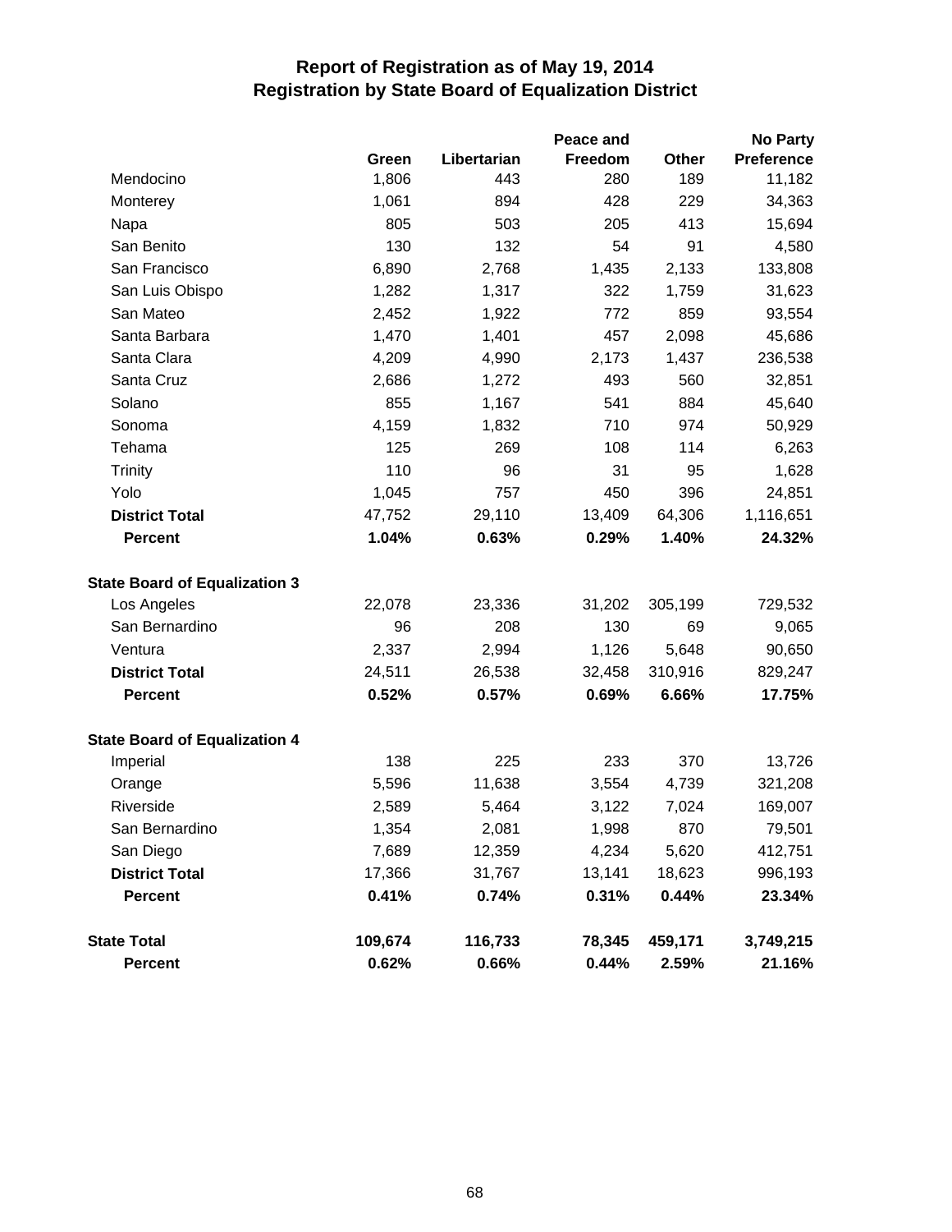# Report of Registration as of May 19, 2014
## Registration by State Board of Equalization District

| | Green | Libertarian | Peace and Freedom | Other | No Party Preference |
|---|---|---|---|---|---|
| Mendocino | 1,806 | 443 | 280 | 189 | 11,182 |
| Monterey | 1,061 | 894 | 428 | 229 | 34,363 |
| Napa | 805 | 503 | 205 | 413 | 15,694 |
| San Benito | 130 | 132 | 54 | 91 | 4,580 |
| San Francisco | 6,890 | 2,768 | 1,435 | 2,133 | 133,808 |
| San Luis Obispo | 1,282 | 1,317 | 322 | 1,759 | 31,623 |
| San Mateo | 2,452 | 1,922 | 772 | 859 | 93,554 |
| Santa Barbara | 1,470 | 1,401 | 457 | 2,098 | 45,686 |
| Santa Clara | 4,209 | 4,990 | 2,173 | 1,437 | 236,538 |
| Santa Cruz | 2,686 | 1,272 | 493 | 560 | 32,851 |
| Solano | 855 | 1,167 | 541 | 884 | 45,640 |
| Sonoma | 4,159 | 1,832 | 710 | 974 | 50,929 |
| Tehama | 125 | 269 | 108 | 114 | 6,263 |
| Trinity | 110 | 96 | 31 | 95 | 1,628 |
| Yolo | 1,045 | 757 | 450 | 396 | 24,851 |
| **District Total** | 47,752 | 29,110 | 13,409 | 64,306 | 1,116,651 |
| **Percent** | **1.04%** | **0.63%** | **0.29%** | **1.40%** | **24.32%** |
| **State Board of Equalization 3** | | | | | |
| Los Angeles | 22,078 | 23,336 | 31,202 | 305,199 | 729,532 |
| San Bernardino | 96 | 208 | 130 | 69 | 9,065 |
| Ventura | 2,337 | 2,994 | 1,126 | 5,648 | 90,650 |
| **District Total** | 24,511 | 26,538 | 32,458 | 310,916 | 829,247 |
| **Percent** | **0.52%** | **0.57%** | **0.69%** | **6.66%** | **17.75%** |
| **State Board of Equalization 4** | | | | | |
| Imperial | 138 | 225 | 233 | 370 | 13,726 |
| Orange | 5,596 | 11,638 | 3,554 | 4,739 | 321,208 |
| Riverside | 2,589 | 5,464 | 3,122 | 7,024 | 169,007 |
| San Bernardino | 1,354 | 2,081 | 1,998 | 870 | 79,501 |
| San Diego | 7,689 | 12,359 | 4,234 | 5,620 | 412,751 |
| **District Total** | 17,366 | 31,767 | 13,141 | 18,623 | 996,193 |
| **Percent** | **0.41%** | **0.74%** | **0.31%** | **0.44%** | **23.34%** |
| **State Total** | **109,674** | **116,733** | **78,345** | **459,171** | **3,749,215** |
| **Percent** | **0.62%** | **0.66%** | **0.44%** | **2.59%** | **21.16%** |